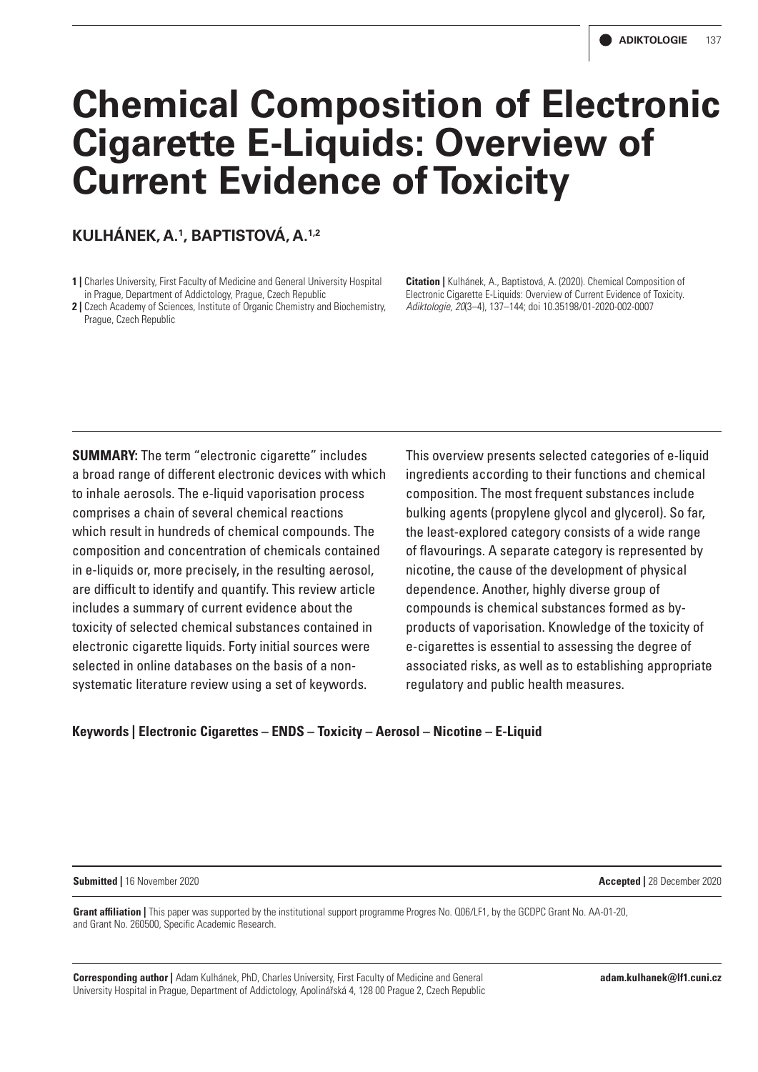# Chemical Composition of Electronic Cigarette E-Liquids: Overview of Current Evidence of Toxicity

**KULHÁNEK, A.[1], BAPTISTOVÁ, A.[1,2]**

**1 |** Charles University, First Faculty of Medicine and General University Hospital in Prague, Department of Addictology, Prague, Czech Republic

**2 |** Czech Academy of Sciences, Institute of Organic Chemistry and Biochemistry, Prague, Czech Republic

**Citation |** Kulhánek, A., Baptistová, A. (2020). Chemical Composition of Electronic Cigarette E-Liquids: Overview of Current Evidence of Toxicity. *Adiktologie, 20*(3–4), 137–144; doi 10.35198/01-2020-002-0007

**SUMMARY:** The term "electronic cigarette" includes a broad range of different electronic devices with which to inhale aerosols. The e-liquid vaporisation process comprises a chain of several chemical reactions which result in hundreds of chemical compounds. The composition and concentration of chemicals contained in e-liquids or, more precisely, in the resulting aerosol, are difficult to identify and quantify. This review article includes a summary of current evidence about the toxicity of selected chemical substances contained in electronic cigarette liquids. Forty initial sources were selected in online databases on the basis of a non-systematic literature review using a set of keywords. This overview presents selected categories of e-liquid ingredients according to their functions and chemical composition. The most frequent substances include bulking agents (propylene glycol and glycerol). So far, the least-explored category consists of a wide range of flavourings. A separate category is represented by nicotine, the cause of the development of physical dependence. Another, highly diverse group of compounds is chemical substances formed as by-products of vaporisation. Knowledge of the toxicity of e-cigarettes is essential to assessing the degree of associated risks, as well as to establishing appropriate regulatory and public health measures.

**Keywords | Electronic Cigarettes – ENDS – Toxicity – Aerosol – Nicotine – E-Liquid**

**Submitted |** 16 November 2020

**Accepted |** 28 December 2020

**Grant affiliation |** This paper was supported by the institutional support programme Progres No. Q06/LF1, by the GCDPC Grant No. AA-01-20, and Grant No. 260500, Specific Academic Research.

**Corresponding author |** Adam Kulhánek, PhD, Charles University, First Faculty of Medicine and General University Hospital in Prague, Department of Addictology, Apolinářská 4, 128 00 Prague 2, Czech Republic

**adam.kulhanek@lf1.cuni.cz**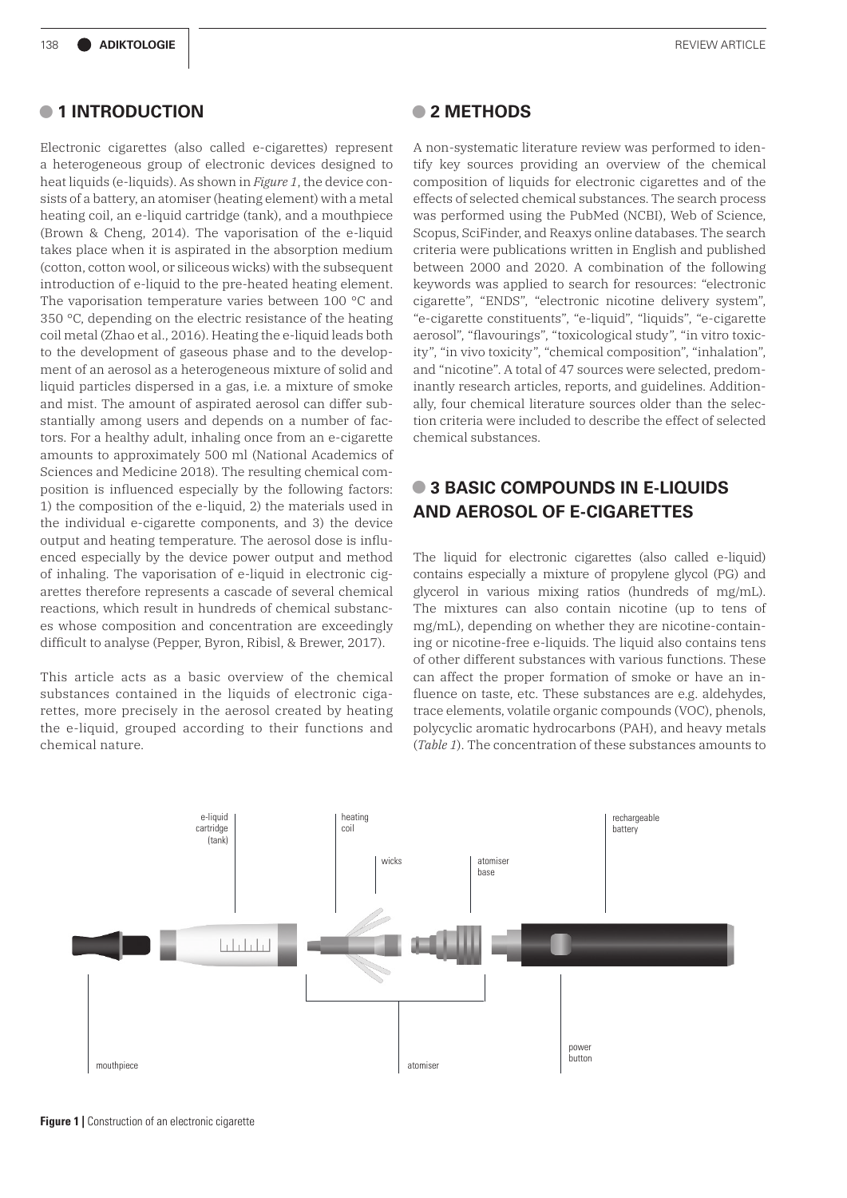## 1 INTRODUCTION

Electronic cigarettes (also called e-cigarettes) represent a heterogeneous group of electronic devices designed to heat liquids (e-liquids). As shown in *Figure 1*, the device consists of a battery, an atomiser (heating element) with a metal heating coil, an e-liquid cartridge (tank), and a mouthpiece (Brown & Cheng, 2014). The vaporisation of the e-liquid takes place when it is aspirated in the absorption medium (cotton, cotton wool, or siliceous wicks) with the subsequent introduction of e-liquid to the pre-heated heating element. The vaporisation temperature varies between 100 °C and 350 °C, depending on the electric resistance of the heating coil metal (Zhao et al., 2016). Heating the e-liquid leads both to the development of gaseous phase and to the development of an aerosol as a heterogeneous mixture of solid and liquid particles dispersed in a gas, i.e. a mixture of smoke and mist. The amount of aspirated aerosol can differ substantially among users and depends on a number of factors. For a healthy adult, inhaling once from an e-cigarette amounts to approximately 500 ml (National Academics of Sciences and Medicine 2018). The resulting chemical composition is influenced especially by the following factors: 1) the composition of the e-liquid, 2) the materials used in the individual e-cigarette components, and 3) the device output and heating temperature. The aerosol dose is influenced especially by the device power output and method of inhaling. The vaporisation of e-liquid in electronic cigarettes therefore represents a cascade of several chemical reactions, which result in hundreds of chemical substances whose composition and concentration are exceedingly difficult to analyse (Pepper, Byron, Ribisl, & Brewer, 2017).

This article acts as a basic overview of the chemical substances contained in the liquids of electronic cigarettes, more precisely in the aerosol created by heating the e-liquid, grouped according to their functions and chemical nature.

## 2 METHODS

A non-systematic literature review was performed to identify key sources providing an overview of the chemical composition of liquids for electronic cigarettes and of the effects of selected chemical substances. The search process was performed using the PubMed (NCBI), Web of Science, Scopus, SciFinder, and Reaxys online databases. The search criteria were publications written in English and published between 2000 and 2020. A combination of the following keywords was applied to search for resources: "electronic cigarette", "ENDS", "electronic nicotine delivery system", "e-cigarette constituents", "e-liquid", "liquids", "e-cigarette aerosol", "flavourings", "toxicological study", "in vitro toxicity", "in vivo toxicity", "chemical composition", "inhalation", and "nicotine". A total of 47 sources were selected, predominantly research articles, reports, and guidelines. Additionally, four chemical literature sources older than the selection criteria were included to describe the effect of selected chemical substances.

## 3 BASIC COMPOUNDS IN E-LIQUIDS AND AEROSOL OF E-CIGARETTES

The liquid for electronic cigarettes (also called e-liquid) contains especially a mixture of propylene glycol (PG) and glycerol in various mixing ratios (hundreds of mg/mL). The mixtures can also contain nicotine (up to tens of mg/mL), depending on whether they are nicotine-containing or nicotine-free e-liquids. The liquid also contains tens of other different substances with various functions. These can affect the proper formation of smoke or have an influence on taste, etc. These substances are e.g. aldehydes, trace elements, volatile organic compounds (VOC), phenols, polycyclic aromatic hydrocarbons (PAH), and heavy metals (*Table 1*). The concentration of these substances amounts to

e-liquid cartridge (tank) · heating coil · wicks · atomiser base · rechargeable battery · mouthpiece · atomiser · power button

**Figure 1 |** Construction of an electronic cigarette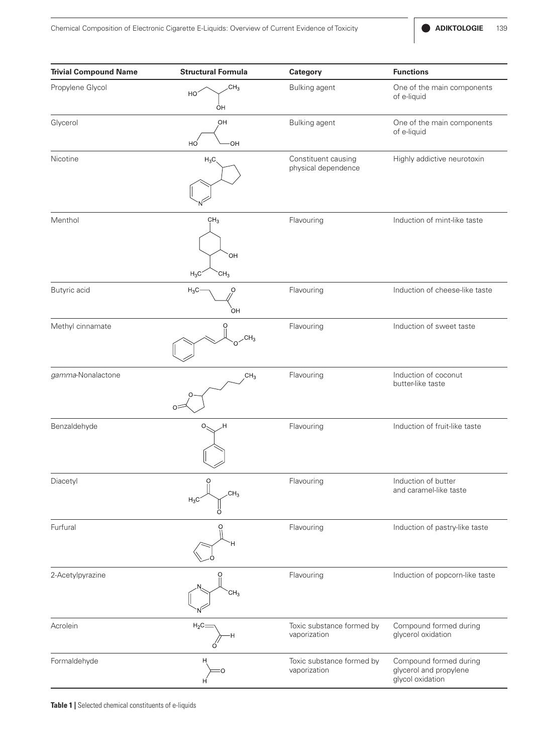| Trivial Compound Name | Structural Formula | Category | Functions |
| --- | --- | --- | --- |
| Propylene Glycol | | Bulking agent | One of the main components of e-liquid |
| Glycerol | | Bulking agent | One of the main components of e-liquid |
| Nicotine | | Constituent causing physical dependence | Highly addictive neurotoxin |
| Menthol | | Flavouring | Induction of mint-like taste |
| Butyric acid | | Flavouring | Induction of cheese-like taste |
| Methyl cinnamate | | Flavouring | Induction of sweet taste |
| *gamma*-Nonalactone | | Flavouring | Induction of coconut butter-like taste |
| Benzaldehyde | | Flavouring | Induction of fruit-like taste |
| Diacetyl | | Flavouring | Induction of butter and caramel-like taste |
| Furfural | | Flavouring | Induction of pastry-like taste |
| 2-Acetylpyrazine | | Flavouring | Induction of popcorn-like taste |
| Acrolein | | Toxic substance formed by vaporization | Compound formed during glycerol oxidation |
| Formaldehyde | | Toxic substance formed by vaporization | Compound formed during glycerol and propylene glycol oxidation |

**Table 1 |** Selected chemical constituents of e-liquids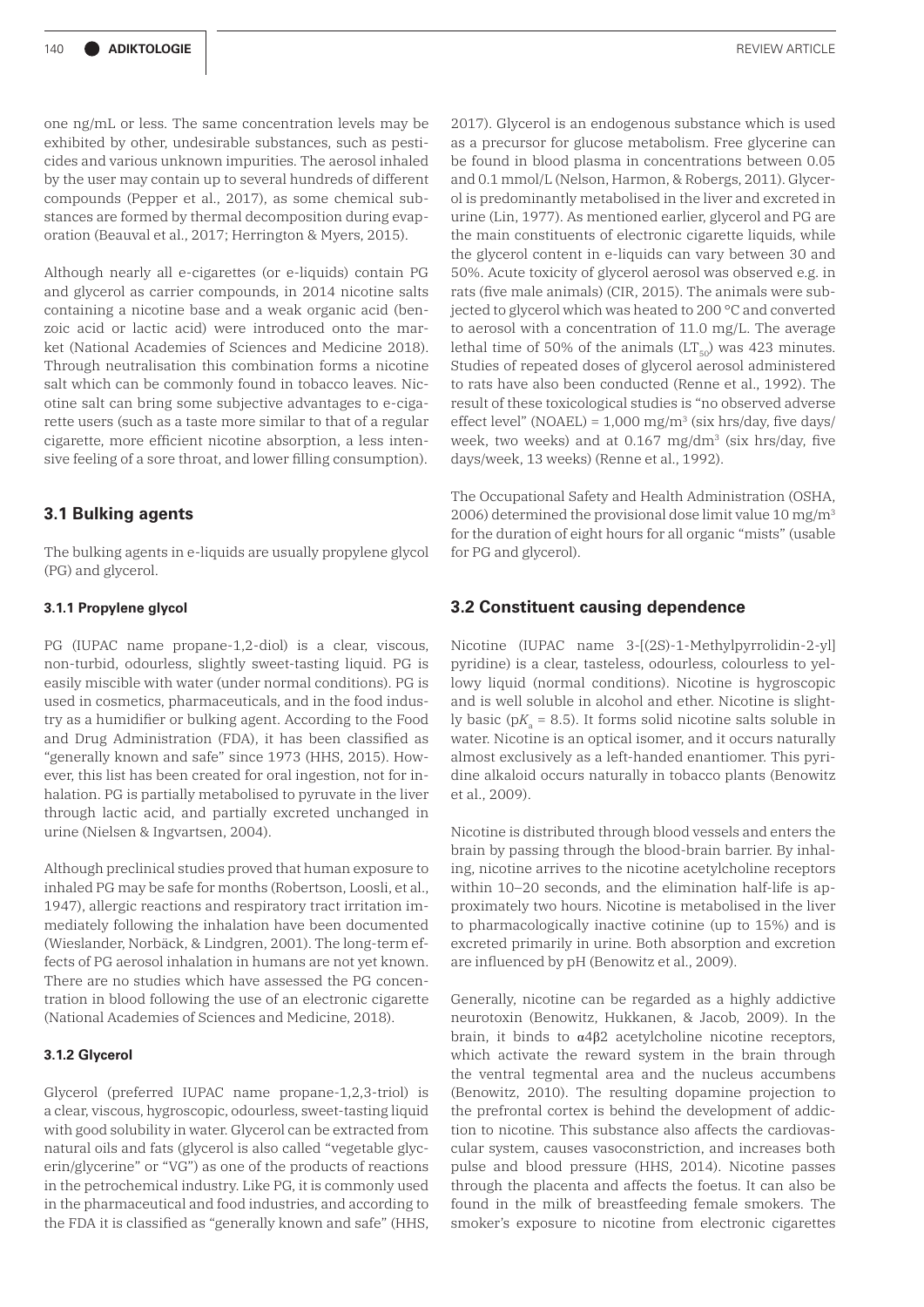one ng/mL or less. The same concentration levels may be exhibited by other, undesirable substances, such as pesticides and various unknown impurities. The aerosol inhaled by the user may contain up to several hundreds of different compounds (Pepper et al., 2017), as some chemical substances are formed by thermal decomposition during evaporation (Beauval et al., 2017; Herrington & Myers, 2015).

Although nearly all e-cigarettes (or e-liquids) contain PG and glycerol as carrier compounds, in 2014 nicotine salts containing a nicotine base and a weak organic acid (benzoic acid or lactic acid) were introduced onto the market (National Academies of Sciences and Medicine 2018). Through neutralisation this combination forms a nicotine salt which can be commonly found in tobacco leaves. Nicotine salt can bring some subjective advantages to e-cigarette users (such as a taste more similar to that of a regular cigarette, more efficient nicotine absorption, a less intensive feeling of a sore throat, and lower filling consumption).

## 3.1 Bulking agents

The bulking agents in e-liquids are usually propylene glycol (PG) and glycerol.

### 3.1.1 Propylene glycol

PG (IUPAC name propane-1,2-diol) is a clear, viscous, non-turbid, odourless, slightly sweet-tasting liquid. PG is easily miscible with water (under normal conditions). PG is used in cosmetics, pharmaceuticals, and in the food industry as a humidifier or bulking agent. According to the Food and Drug Administration (FDA), it has been classified as "generally known and safe" since 1973 (HHS, 2015). However, this list has been created for oral ingestion, not for inhalation. PG is partially metabolised to pyruvate in the liver through lactic acid, and partially excreted unchanged in urine (Nielsen & Ingvartsen, 2004).

Although preclinical studies proved that human exposure to inhaled PG may be safe for months (Robertson, Loosli, et al., 1947), allergic reactions and respiratory tract irritation immediately following the inhalation have been documented (Wieslander, Norbäck, & Lindgren, 2001). The long-term effects of PG aerosol inhalation in humans are not yet known. There are no studies which have assessed the PG concentration in blood following the use of an electronic cigarette (National Academies of Sciences and Medicine, 2018).

### 3.1.2 Glycerol

Glycerol (preferred IUPAC name propane-1,2,3-triol) is a clear, viscous, hygroscopic, odourless, sweet-tasting liquid with good solubility in water. Glycerol can be extracted from natural oils and fats (glycerol is also called "vegetable glycerin/glycerine" or "VG") as one of the products of reactions in the petrochemical industry. Like PG, it is commonly used in the pharmaceutical and food industries, and according to the FDA it is classified as "generally known and safe" (HHS, 2017). Glycerol is an endogenous substance which is used as a precursor for glucose metabolism. Free glycerine can be found in blood plasma in concentrations between 0.05 and 0.1 mmol/L (Nelson, Harmon, & Robergs, 2011). Glycerol is predominantly metabolised in the liver and excreted in urine (Lin, 1977). As mentioned earlier, glycerol and PG are the main constituents of electronic cigarette liquids, while the glycerol content in e-liquids can vary between 30 and 50%. Acute toxicity of glycerol aerosol was observed e.g. in rats (five male animals) (CIR, 2015). The animals were subjected to glycerol which was heated to 200 °C and converted to aerosol with a concentration of 11.0 mg/L. The average lethal time of 50% of the animals ($LT_{50}$) was 423 minutes. Studies of repeated doses of glycerol aerosol administered to rats have also been conducted (Renne et al., 1992). The result of these toxicological studies is "no observed adverse effect level" (NOAEL) = 1,000 mg/m$^3$ (six hrs/day, five days/week, two weeks) and at 0.167 mg/dm$^3$ (six hrs/day, five days/week, 13 weeks) (Renne et al., 1992).

The Occupational Safety and Health Administration (OSHA, 2006) determined the provisional dose limit value 10 mg/m$^3$ for the duration of eight hours for all organic "mists" (usable for PG and glycerol).

## 3.2 Constituent causing dependence

Nicotine (IUPAC name 3-[(2S)-1-Methylpyrrolidin-2-yl] pyridine) is a clear, tasteless, odourless, colourless to yellowy liquid (normal conditions). Nicotine is hygroscopic and is well soluble in alcohol and ether. Nicotine is slightly basic ($pK_a$ = 8.5). It forms solid nicotine salts soluble in water. Nicotine is an optical isomer, and it occurs naturally almost exclusively as a left-handed enantiomer. This pyridine alkaloid occurs naturally in tobacco plants (Benowitz et al., 2009).

Nicotine is distributed through blood vessels and enters the brain by passing through the blood-brain barrier. By inhaling, nicotine arrives to the nicotine acetylcholine receptors within 10–20 seconds, and the elimination half-life is approximately two hours. Nicotine is metabolised in the liver to pharmacologically inactive cotinine (up to 15%) and is excreted primarily in urine. Both absorption and excretion are influenced by pH (Benowitz et al., 2009).

Generally, nicotine can be regarded as a highly addictive neurotoxin (Benowitz, Hukkanen, & Jacob, 2009). In the brain, it binds to $\alpha4\beta2$ acetylcholine nicotine receptors, which activate the reward system in the brain through the ventral tegmental area and the nucleus accumbens (Benowitz, 2010). The resulting dopamine projection to the prefrontal cortex is behind the development of addiction to nicotine. This substance also affects the cardiovascular system, causes vasoconstriction, and increases both pulse and blood pressure (HHS, 2014). Nicotine passes through the placenta and affects the foetus. It can also be found in the milk of breastfeeding female smokers. The smoker's exposure to nicotine from electronic cigarettes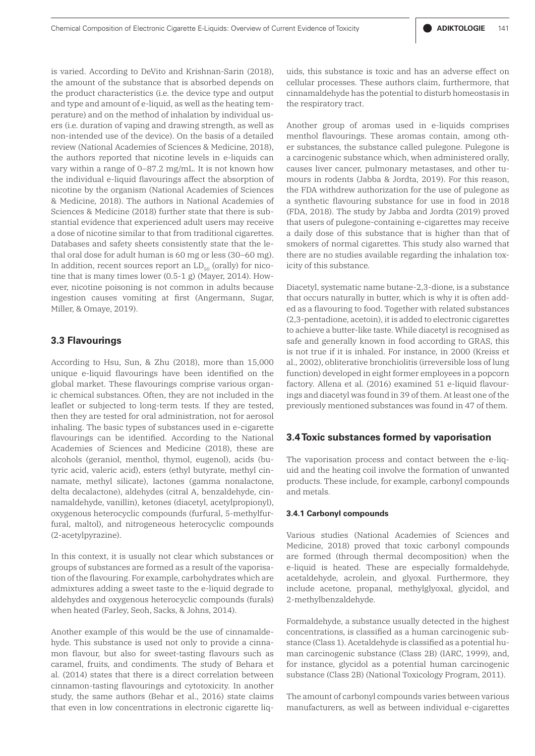is varied. According to DeVito and Krishnan-Sarin (2018), the amount of the substance that is absorbed depends on the product characteristics (i.e. the device type and output and type and amount of e-liquid, as well as the heating temperature) and on the method of inhalation by individual users (i.e. duration of vaping and drawing strength, as well as non-intended use of the device). On the basis of a detailed review (National Academies of Sciences & Medicine, 2018), the authors reported that nicotine levels in e-liquids can vary within a range of 0–87.2 mg/mL. It is not known how the individual e-liquid flavourings affect the absorption of nicotine by the organism (National Academies of Sciences & Medicine, 2018). The authors in National Academies of Sciences & Medicine (2018) further state that there is substantial evidence that experienced adult users may receive a dose of nicotine similar to that from traditional cigarettes. Databases and safety sheets consistently state that the lethal oral dose for adult human is 60 mg or less (30–60 mg). In addition, recent sources report an $LD_{50}$ (orally) for nicotine that is many times lower (0.5-1 g) (Mayer, 2014). However, nicotine poisoning is not common in adults because ingestion causes vomiting at first (Angermann, Sugar, Miller, & Omaye, 2019).

### 3.3 Flavourings

According to Hsu, Sun, & Zhu (2018), more than 15,000 unique e-liquid flavourings have been identified on the global market. These flavourings comprise various organic chemical substances. Often, they are not included in the leaflet or subjected to long-term tests. If they are tested, then they are tested for oral administration, not for aerosol inhaling. The basic types of substances used in e-cigarette flavourings can be identified. According to the National Academies of Sciences and Medicine (2018), these are alcohols (geraniol, menthol, thymol, eugenol), acids (butyric acid, valeric acid), esters (ethyl butyrate, methyl cinnamate, methyl silicate), lactones (gamma nonalactone, delta decalactone), aldehydes (citral A, benzaldehyde, cinnamaldehyde, vanillin), ketones (diacetyl, acetylpropionyl), oxygenous heterocyclic compounds (furfural, 5-methylfurfural, maltol), and nitrogeneous heterocyclic compounds (2-acetylpyrazine).

In this context, it is usually not clear which substances or groups of substances are formed as a result of the vaporisation of the flavouring. For example, carbohydrates which are admixtures adding a sweet taste to the e-liquid degrade to aldehydes and oxygenous heterocyclic compounds (furals) when heated (Farley, Seoh, Sacks, & Johns, 2014).

Another example of this would be the use of cinnamaldehyde. This substance is used not only to provide a cinnamon flavour, but also for sweet-tasting flavours such as caramel, fruits, and condiments. The study of Behara et al. (2014) states that there is a direct correlation between cinnamon-tasting flavourings and cytotoxicity. In another study, the same authors (Behar et al., 2016) state claims that even in low concentrations in electronic cigarette liquids, this substance is toxic and has an adverse effect on cellular processes. These authors claim, furthermore, that cinnamaldehyde has the potential to disturb homeostasis in the respiratory tract.

Another group of aromas used in e-liquids comprises menthol flavourings. These aromas contain, among other substances, the substance called pulegone. Pulegone is a carcinogenic substance which, when administered orally, causes liver cancer, pulmonary metastases, and other tumours in rodents (Jabba & Jordta, 2019). For this reason, the FDA withdrew authorization for the use of pulegone as a synthetic flavouring substance for use in food in 2018 (FDA, 2018). The study by Jabba and Jordta (2019) proved that users of pulegone-containing e-cigarettes may receive a daily dose of this substance that is higher than that of smokers of normal cigarettes. This study also warned that there are no studies available regarding the inhalation toxicity of this substance.

Diacetyl, systematic name butane-2,3-dione, is a substance that occurs naturally in butter, which is why it is often added as a flavouring to food. Together with related substances (2,3-pentadione, acetoin), it is added to electronic cigarettes to achieve a butter-like taste. While diacetyl is recognised as safe and generally known in food according to GRAS, this is not true if it is inhaled. For instance, in 2000 (Kreiss et al., 2002), obliterative bronchiolitis (irreversible loss of lung function) developed in eight former employees in a popcorn factory. Allena et al. (2016) examined 51 e-liquid flavourings and diacetyl was found in 39 of them. At least one of the previously mentioned substances was found in 47 of them.

### 3.4 Toxic substances formed by vaporisation

The vaporisation process and contact between the e-liquid and the heating coil involve the formation of unwanted products. These include, for example, carbonyl compounds and metals.

#### 3.4.1 Carbonyl compounds

Various studies (National Academies of Sciences and Medicine, 2018) proved that toxic carbonyl compounds are formed (through thermal decomposition) when the e-liquid is heated. These are especially formaldehyde, acetaldehyde, acrolein, and glyoxal. Furthermore, they include acetone, propanal, methylglyoxal, glycidol, and 2-methylbenzaldehyde.

Formaldehyde, a substance usually detected in the highest concentrations, is classified as a human carcinogenic substance (Class 1). Acetaldehyde is classified as a potential human carcinogenic substance (Class 2B) (IARC, 1999), and, for instance, glycidol as a potential human carcinogenic substance (Class 2B) (National Toxicology Program, 2011).

The amount of carbonyl compounds varies between various manufacturers, as well as between individual e-cigarettes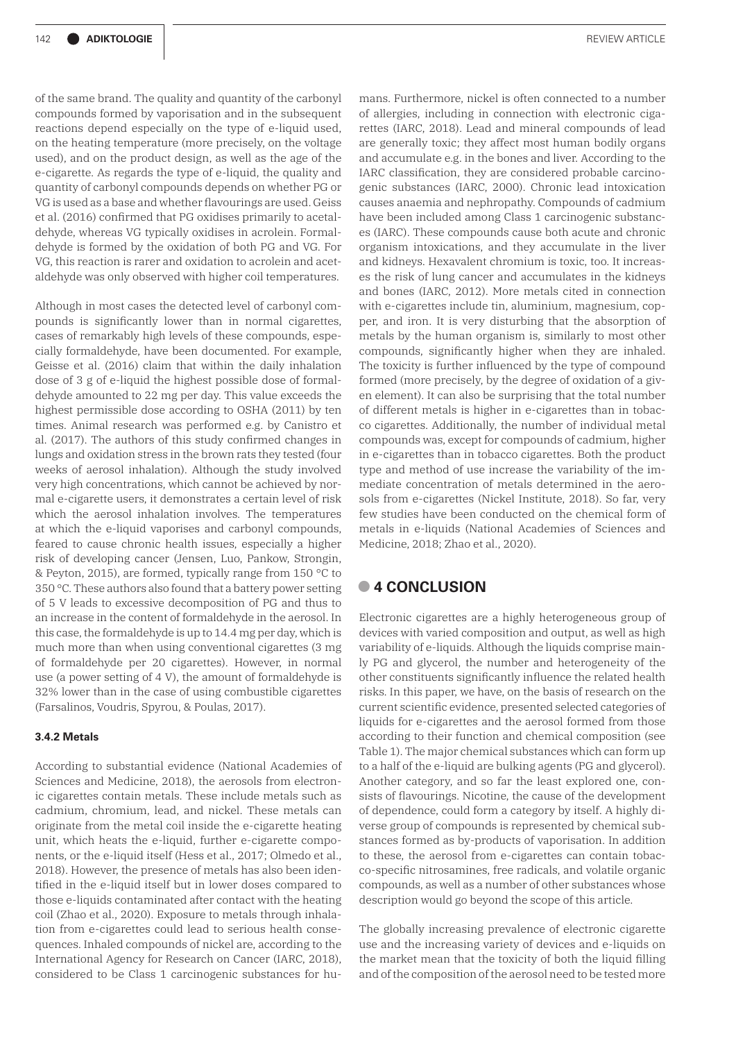of the same brand. The quality and quantity of the carbonyl compounds formed by vaporisation and in the subsequent reactions depend especially on the type of e-liquid used, on the heating temperature (more precisely, on the voltage used), and on the product design, as well as the age of the e-cigarette. As regards the type of e-liquid, the quality and quantity of carbonyl compounds depends on whether PG or VG is used as a base and whether flavourings are used. Geiss et al. (2016) confirmed that PG oxidises primarily to acetaldehyde, whereas VG typically oxidises in acrolein. Formaldehyde is formed by the oxidation of both PG and VG. For VG, this reaction is rarer and oxidation to acrolein and acetaldehyde was only observed with higher coil temperatures.

Although in most cases the detected level of carbonyl compounds is significantly lower than in normal cigarettes, cases of remarkably high levels of these compounds, especially formaldehyde, have been documented. For example, Geisse et al. (2016) claim that within the daily inhalation dose of 3 g of e-liquid the highest possible dose of formaldehyde amounted to 22 mg per day. This value exceeds the highest permissible dose according to OSHA (2011) by ten times. Animal research was performed e.g. by Canistro et al. (2017). The authors of this study confirmed changes in lungs and oxidation stress in the brown rats they tested (four weeks of aerosol inhalation). Although the study involved very high concentrations, which cannot be achieved by normal e-cigarette users, it demonstrates a certain level of risk which the aerosol inhalation involves. The temperatures at which the e-liquid vaporises and carbonyl compounds, feared to cause chronic health issues, especially a higher risk of developing cancer (Jensen, Luo, Pankow, Strongin, & Peyton, 2015), are formed, typically range from 150 °C to 350 °C. These authors also found that a battery power setting of 5 V leads to excessive decomposition of PG and thus to an increase in the content of formaldehyde in the aerosol. In this case, the formaldehyde is up to 14.4 mg per day, which is much more than when using conventional cigarettes (3 mg of formaldehyde per 20 cigarettes). However, in normal use (a power setting of 4 V), the amount of formaldehyde is 32% lower than in the case of using combustible cigarettes (Farsalinos, Voudris, Spyrou, & Poulas, 2017).

#### 3.4.2 Metals

According to substantial evidence (National Academies of Sciences and Medicine, 2018), the aerosols from electronic cigarettes contain metals. These include metals such as cadmium, chromium, lead, and nickel. These metals can originate from the metal coil inside the e-cigarette heating unit, which heats the e-liquid, further e-cigarette components, or the e-liquid itself (Hess et al., 2017; Olmedo et al., 2018). However, the presence of metals has also been identified in the e-liquid itself but in lower doses compared to those e-liquids contaminated after contact with the heating coil (Zhao et al., 2020). Exposure to metals through inhalation from e-cigarettes could lead to serious health consequences. Inhaled compounds of nickel are, according to the International Agency for Research on Cancer (IARC, 2018), considered to be Class 1 carcinogenic substances for humans. Furthermore, nickel is often connected to a number of allergies, including in connection with electronic cigarettes (IARC, 2018). Lead and mineral compounds of lead are generally toxic; they affect most human bodily organs and accumulate e.g. in the bones and liver. According to the IARC classification, they are considered probable carcinogenic substances (IARC, 2000). Chronic lead intoxication causes anaemia and nephropathy. Compounds of cadmium have been included among Class 1 carcinogenic substances (IARC). These compounds cause both acute and chronic organism intoxications, and they accumulate in the liver and kidneys. Hexavalent chromium is toxic, too. It increases the risk of lung cancer and accumulates in the kidneys and bones (IARC, 2012). More metals cited in connection with e-cigarettes include tin, aluminium, magnesium, copper, and iron. It is very disturbing that the absorption of metals by the human organism is, similarly to most other compounds, significantly higher when they are inhaled. The toxicity is further influenced by the type of compound formed (more precisely, by the degree of oxidation of a given element). It can also be surprising that the total number of different metals is higher in e-cigarettes than in tobacco cigarettes. Additionally, the number of individual metal compounds was, except for compounds of cadmium, higher in e-cigarettes than in tobacco cigarettes. Both the product type and method of use increase the variability of the immediate concentration of metals determined in the aerosols from e-cigarettes (Nickel Institute, 2018). So far, very few studies have been conducted on the chemical form of metals in e-liquids (National Academies of Sciences and Medicine, 2018; Zhao et al., 2020).

## 4 CONCLUSION

Electronic cigarettes are a highly heterogeneous group of devices with varied composition and output, as well as high variability of e-liquids. Although the liquids comprise mainly PG and glycerol, the number and heterogeneity of the other constituents significantly influence the related health risks. In this paper, we have, on the basis of research on the current scientific evidence, presented selected categories of liquids for e-cigarettes and the aerosol formed from those according to their function and chemical composition (see Table 1). The major chemical substances which can form up to a half of the e-liquid are bulking agents (PG and glycerol). Another category, and so far the least explored one, consists of flavourings. Nicotine, the cause of the development of dependence, could form a category by itself. A highly diverse group of compounds is represented by chemical substances formed as by-products of vaporisation. In addition to these, the aerosol from e-cigarettes can contain tobacco-specific nitrosamines, free radicals, and volatile organic compounds, as well as a number of other substances whose description would go beyond the scope of this article.

The globally increasing prevalence of electronic cigarette use and the increasing variety of devices and e-liquids on the market mean that the toxicity of both the liquid filling and of the composition of the aerosol need to be tested more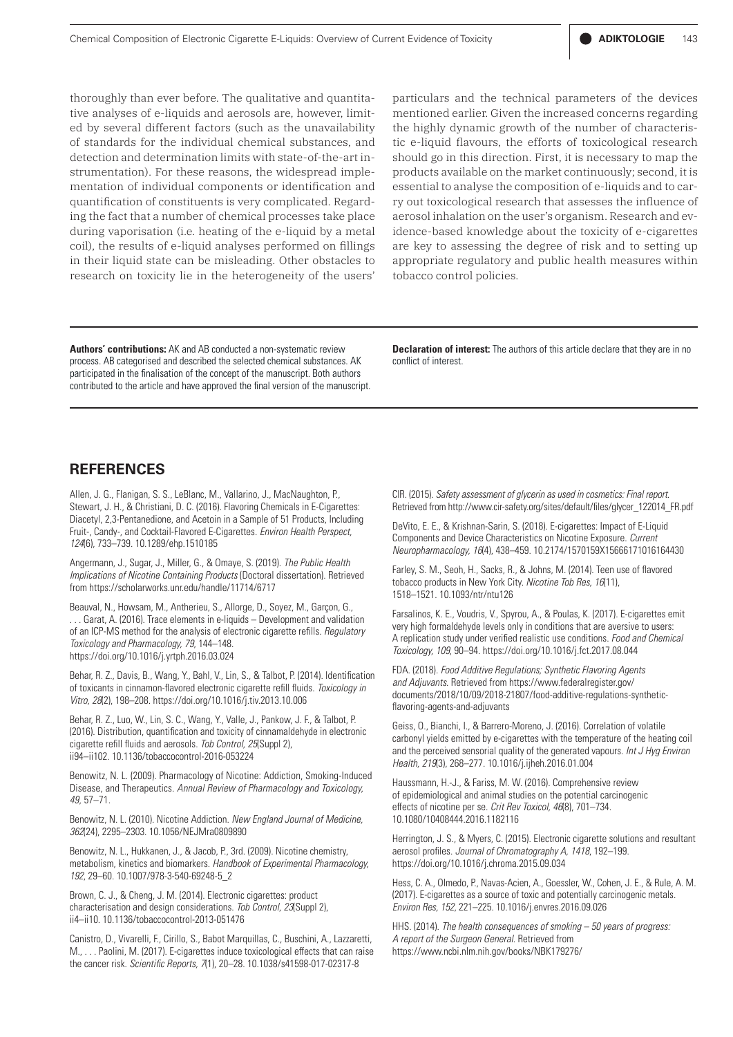thoroughly than ever before. The qualitative and quantitative analyses of e-liquids and aerosols are, however, limited by several different factors (such as the unavailability of standards for the individual chemical substances, and detection and determination limits with state-of-the-art instrumentation). For these reasons, the widespread implementation of individual components or identification and quantification of constituents is very complicated. Regarding the fact that a number of chemical processes take place during vaporisation (i.e. heating of the e-liquid by a metal coil), the results of e-liquid analyses performed on fillings in their liquid state can be misleading. Other obstacles to research on toxicity lie in the heterogeneity of the users' particulars and the technical parameters of the devices mentioned earlier. Given the increased concerns regarding the highly dynamic growth of the number of characteristic e-liquid flavours, the efforts of toxicological research should go in this direction. First, it is necessary to map the products available on the market continuously; second, it is essential to analyse the composition of e-liquids and to carry out toxicological research that assesses the influence of aerosol inhalation on the user's organism. Research and evidence-based knowledge about the toxicity of e-cigarettes are key to assessing the degree of risk and to setting up appropriate regulatory and public health measures within tobacco control policies.

**Authors' contributions:** AK and AB conducted a non-systematic review process. AB categorised and described the selected chemical substances. AK participated in the finalisation of the concept of the manuscript. Both authors contributed to the article and have approved the final version of the manuscript.

**Declaration of interest:** The authors of this article declare that they are in no conflict of interest.

## REFERENCES

Allen, J. G., Flanigan, S. S., LeBlanc, M., Vallarino, J., MacNaughton, P., Stewart, J. H., & Christiani, D. C. (2016). Flavoring Chemicals in E-Cigarettes: Diacetyl, 2,3-Pentanedione, and Acetoin in a Sample of 51 Products, Including Fruit-, Candy-, and Cocktail-Flavored E-Cigarettes. *Environ Health Perspect, 124*(6), 733–739. 10.1289/ehp.1510185

Angermann, J., Sugar, J., Miller, G., & Omaye, S. (2019). *The Public Health Implications of Nicotine Containing Products* (Doctoral dissertation). Retrieved from https://scholarworks.unr.edu/handle/11714/6717

Beauval, N., Howsam, M., Antherieu, S., Allorge, D., Soyez, M., Garçon, G., . . . Garat, A. (2016). Trace elements in e-liquids – Development and validation of an ICP-MS method for the analysis of electronic cigarette refills. *Regulatory Toxicology and Pharmacology, 79*, 144–148. https://doi.org/10.1016/j.yrtph.2016.03.024

Behar, R. Z., Davis, B., Wang, Y., Bahl, V., Lin, S., & Talbot, P. (2014). Identification of toxicants in cinnamon-flavored electronic cigarette refill fluids. *Toxicology in Vitro, 28*(2), 198–208. https://doi.org/10.1016/j.tiv.2013.10.006

Behar, R. Z., Luo, W., Lin, S. C., Wang, Y., Valle, J., Pankow, J. F., & Talbot, P. (2016). Distribution, quantification and toxicity of cinnamaldehyde in electronic cigarette refill fluids and aerosols. *Tob Control, 25*(Suppl 2), ii94–ii102. 10.1136/tobaccocontrol-2016-053224

Benowitz, N. L. (2009). Pharmacology of Nicotine: Addiction, Smoking-Induced Disease, and Therapeutics. *Annual Review of Pharmacology and Toxicology, 49*, 57–71.

Benowitz, N. L. (2010). Nicotine Addiction. *New England Journal of Medicine, 362*(24), 2295–2303. 10.1056/NEJMra0809890

Benowitz, N. L., Hukkanen, J., & Jacob, P., 3rd. (2009). Nicotine chemistry, metabolism, kinetics and biomarkers. *Handbook of Experimental Pharmacology, 192*, 29–60. 10.1007/978-3-540-69248-5_2

Brown, C. J., & Cheng, J. M. (2014). Electronic cigarettes: product characterisation and design considerations. *Tob Control, 23*(Suppl 2), ii4–ii10. 10.1136/tobaccocontrol-2013-051476

Canistro, D., Vivarelli, F., Cirillo, S., Babot Marquillas, C., Buschini, A., Lazzaretti, M., . . . Paolini, M. (2017). E-cigarettes induce toxicological effects that can raise the cancer risk. *Scientific Reports, 7*(1), 20–28. 10.1038/s41598-017-02317-8

CIR. (2015). *Safety assessment of glycerin as used in cosmetics: Final report*. Retrieved from http://www.cir-safety.org/sites/default/files/glycer_122014_FR.pdf

DeVito, E. E., & Krishnan-Sarin, S. (2018). E-cigarettes: Impact of E-Liquid Components and Device Characteristics on Nicotine Exposure. *Current Neuropharmacology, 16*(4), 438–459. 10.2174/1570159X15666171016164430

Farley, S. M., Seoh, H., Sacks, R., & Johns, M. (2014). Teen use of flavored tobacco products in New York City. *Nicotine Tob Res, 16*(11), 1518–1521. 10.1093/ntr/ntu126

Farsalinos, K. E., Voudris, V., Spyrou, A., & Poulas, K. (2017). E-cigarettes emit very high formaldehyde levels only in conditions that are aversive to users: A replication study under verified realistic use conditions. *Food and Chemical Toxicology, 109*, 90–94. https://doi.org/10.1016/j.fct.2017.08.044

FDA. (2018). *Food Additive Regulations; Synthetic Flavoring Agents and Adjuvants*. Retrieved from https://www.federalregister.gov/documents/2018/10/09/2018-21807/food-additive-regulations-synthetic-flavoring-agents-and-adjuvants

Geiss, O., Bianchi, I., & Barrero-Moreno, J. (2016). Correlation of volatile carbonyl yields emitted by e-cigarettes with the temperature of the heating coil and the perceived sensorial quality of the generated vapours. *Int J Hyg Environ Health, 219*(3), 268–277. 10.1016/j.ijheh.2016.01.004

Haussmann, H.-J., & Fariss, M. W. (2016). Comprehensive review of epidemiological and animal studies on the potential carcinogenic effects of nicotine per se. *Crit Rev Toxicol, 46*(8), 701–734. 10.1080/10408444.2016.1182116

Herrington, J. S., & Myers, C. (2015). Electronic cigarette solutions and resultant aerosol profiles. *Journal of Chromatography A, 1418*, 192–199. https://doi.org/10.1016/j.chroma.2015.09.034

Hess, C. A., Olmedo, P., Navas-Acien, A., Goessler, W., Cohen, J. E., & Rule, A. M. (2017). E-cigarettes as a source of toxic and potentially carcinogenic metals. *Environ Res, 152*, 221–225. 10.1016/j.envres.2016.09.026

HHS. (2014). *The health consequences of smoking – 50 years of progress: A report of the Surgeon General*. Retrieved from https://www.ncbi.nlm.nih.gov/books/NBK179276/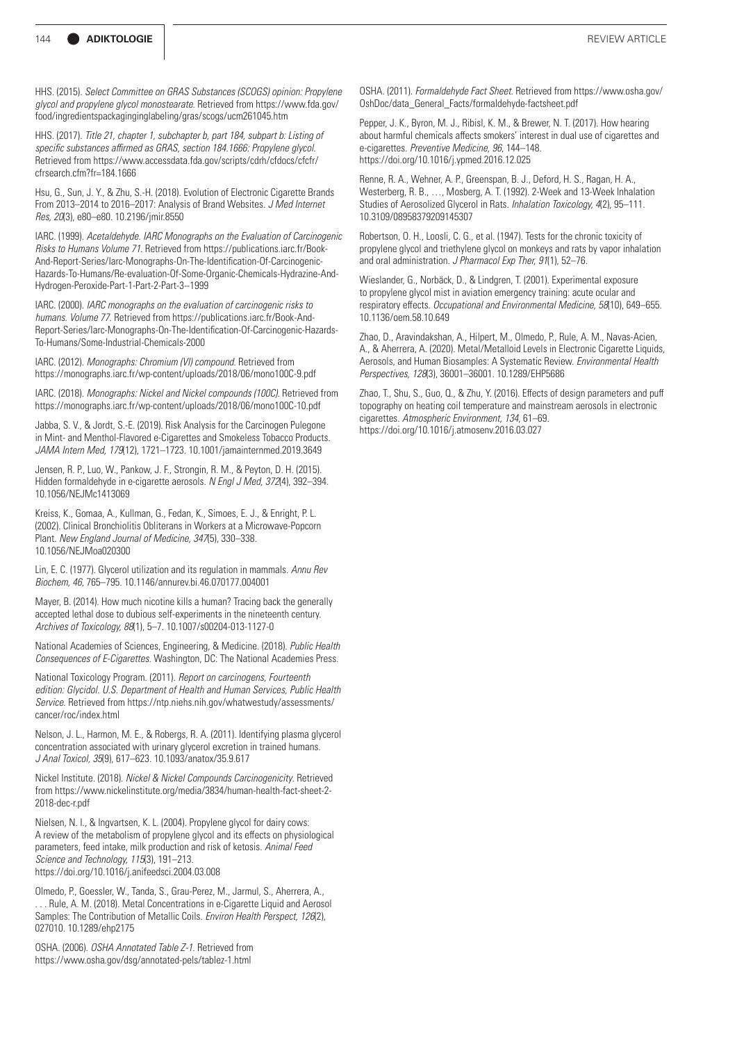HHS. (2015). *Select Committee on GRAS Substances (SCOGS) opinion: Propylene glycol and propylene glycol monostearate*. Retrieved from https://www.fda.gov/food/ingredientspackaginglabeling/gras/scogs/ucm261045.htm

HHS. (2017). *Title 21, chapter 1, subchapter b, part 184, subpart b: Listing of specific substances affirmed as GRAS, section 184.1666: Propylene glycol*. Retrieved from https://www.accessdata.fda.gov/scripts/cdrh/cfdocs/cfcfr/cfrsearch.cfm?fr=184.1666

Hsu, G., Sun, J. Y., & Zhu, S.-H. (2018). Evolution of Electronic Cigarette Brands From 2013–2014 to 2016–2017: Analysis of Brand Websites. *J Med Internet Res, 20*(3), e80–e80. 10.2196/jmir.8550

IARC. (1999). *Acetaldehyde. IARC Monographs on the Evaluation of Carcinogenic Risks to Humans Volume 71*. Retrieved from https://publications.iarc.fr/Book-And-Report-Series/Iarc-Monographs-On-The-Identification-Of-Carcinogenic-Hazards-To-Humans/Re-evaluation-Of-Some-Organic-Chemicals-Hydrazine-And-Hydrogen-Peroxide-Part-1-Part-2-Part-3--1999

IARC. (2000). *IARC monographs on the evaluation of carcinogenic risks to humans. Volume 77*. Retrieved from https://publications.iarc.fr/Book-And-Report-Series/Iarc-Monographs-On-The-Identification-Of-Carcinogenic-Hazards-To-Humans/Some-Industrial-Chemicals-2000

IARC. (2012). *Monographs: Chromium (VI) compound*. Retrieved from https://monographs.iarc.fr/wp-content/uploads/2018/06/mono100C-9.pdf

IARC. (2018). *Monographs: Nickel and Nickel compounds (100C)*. Retrieved from https://monographs.iarc.fr/wp-content/uploads/2018/06/mono100C-10.pdf

Jabba, S. V., & Jordt, S.-E. (2019). Risk Analysis for the Carcinogen Pulegone in Mint- and Menthol-Flavored e-Cigarettes and Smokeless Tobacco Products. *JAMA Intern Med, 179*(12), 1721–1723. 10.1001/jamainternmed.2019.3649

Jensen, R. P., Luo, W., Pankow, J. F., Strongin, R. M., & Peyton, D. H. (2015). Hidden formaldehyde in e-cigarette aerosols. *N Engl J Med, 372*(4), 392–394. 10.1056/NEJMc1413069

Kreiss, K., Gomaa, A., Kullman, G., Fedan, K., Simoes, E. J., & Enright, P. L. (2002). Clinical Bronchiolitis Obliterans in Workers at a Microwave-Popcorn Plant. *New England Journal of Medicine, 347*(5), 330–338. 10.1056/NEJMoa020300

Lin, E. C. (1977). Glycerol utilization and its regulation in mammals. *Annu Rev Biochem, 46*, 765–795. 10.1146/annurev.bi.46.070177.004001

Mayer, B. (2014). How much nicotine kills a human? Tracing back the generally accepted lethal dose to dubious self-experiments in the nineteenth century. *Archives of Toxicology, 88*(1), 5–7. 10.1007/s00204-013-1127-0

National Academies of Sciences, Engineering, & Medicine. (2018). *Public Health Consequences of E-Cigarettes*. Washington, DC: The National Academies Press.

National Toxicology Program. (2011). *Report on carcinogens, Fourteenth edition: Glycidol. U.S. Department of Health and Human Services, Public Health Service*. Retrieved from https://ntp.niehs.nih.gov/whatwestudy/assessments/cancer/roc/index.html

Nelson, J. L., Harmon, M. E., & Robergs, R. A. (2011). Identifying plasma glycerol concentration associated with urinary glycerol excretion in trained humans. *J Anal Toxicol, 35*(9), 617–623. 10.1093/anatox/35.9.617

Nickel Institute. (2018). *Nickel & Nickel Compounds Carcinogenicity*. Retrieved from https://www.nickelinstitute.org/media/3834/human-health-fact-sheet-2-2018-dec-r.pdf

Nielsen, N. I., & Ingvartsen, K. L. (2004). Propylene glycol for dairy cows: A review of the metabolism of propylene glycol and its effects on physiological parameters, feed intake, milk production and risk of ketosis. *Animal Feed Science and Technology, 115*(3), 191–213. https://doi.org/10.1016/j.anifeedsci.2004.03.008

Olmedo, P., Goessler, W., Tanda, S., Grau-Perez, M., Jarmul, S., Aherrera, A., . . . Rule, A. M. (2018). Metal Concentrations in e-Cigarette Liquid and Aerosol Samples: The Contribution of Metallic Coils. *Environ Health Perspect, 126*(2), 027010. 10.1289/ehp2175

OSHA. (2006). *OSHA Annotated Table Z-1*. Retrieved from https://www.osha.gov/dsg/annotated-pels/tablez-1.html

OSHA. (2011). *Formaldehyde Fact Sheet*. Retrieved from https://www.osha.gov/OshDoc/data_General_Facts/formaldehyde-factsheet.pdf

Pepper, J. K., Byron, M. J., Ribisl, K. M., & Brewer, N. T. (2017). How hearing about harmful chemicals affects smokers' interest in dual use of cigarettes and e-cigarettes. *Preventive Medicine, 96*, 144–148. https://doi.org/10.1016/j.ypmed.2016.12.025

Renne, R. A., Wehner, A. P., Greenspan, B. J., Deford, H. S., Ragan, H. A., Westerberg, R. B., …, Mosberg, A. T. (1992). 2-Week and 13-Week Inhalation Studies of Aerosolized Glycerol in Rats. *Inhalation Toxicology, 4*(2), 95–111. 10.3109/08958379209145307

Robertson, O. H., Loosli, C. G., et al. (1947). Tests for the chronic toxicity of propylene glycol and triethylene glycol on monkeys and rats by vapor inhalation and oral administration. *J Pharmacol Exp Ther, 91*(1), 52–76.

Wieslander, G., Norbäck, D., & Lindgren, T. (2001). Experimental exposure to propylene glycol mist in aviation emergency training: acute ocular and respiratory effects. *Occupational and Environmental Medicine, 58*(10), 649–655. 10.1136/oem.58.10.649

Zhao, D., Aravindakshan, A., Hilpert, M., Olmedo, P., Rule, A. M., Navas-Acien, A., & Aherrera, A. (2020). Metal/Metalloid Levels in Electronic Cigarette Liquids, Aerosols, and Human Biosamples: A Systematic Review. *Environmental Health Perspectives, 128*(3), 36001–36001. 10.1289/EHP5686

Zhao, T., Shu, S., Guo, Q., & Zhu, Y. (2016). Effects of design parameters and puff topography on heating coil temperature and mainstream aerosols in electronic cigarettes. *Atmospheric Environment, 134*, 61–69. https://doi.org/10.1016/j.atmosenv.2016.03.027